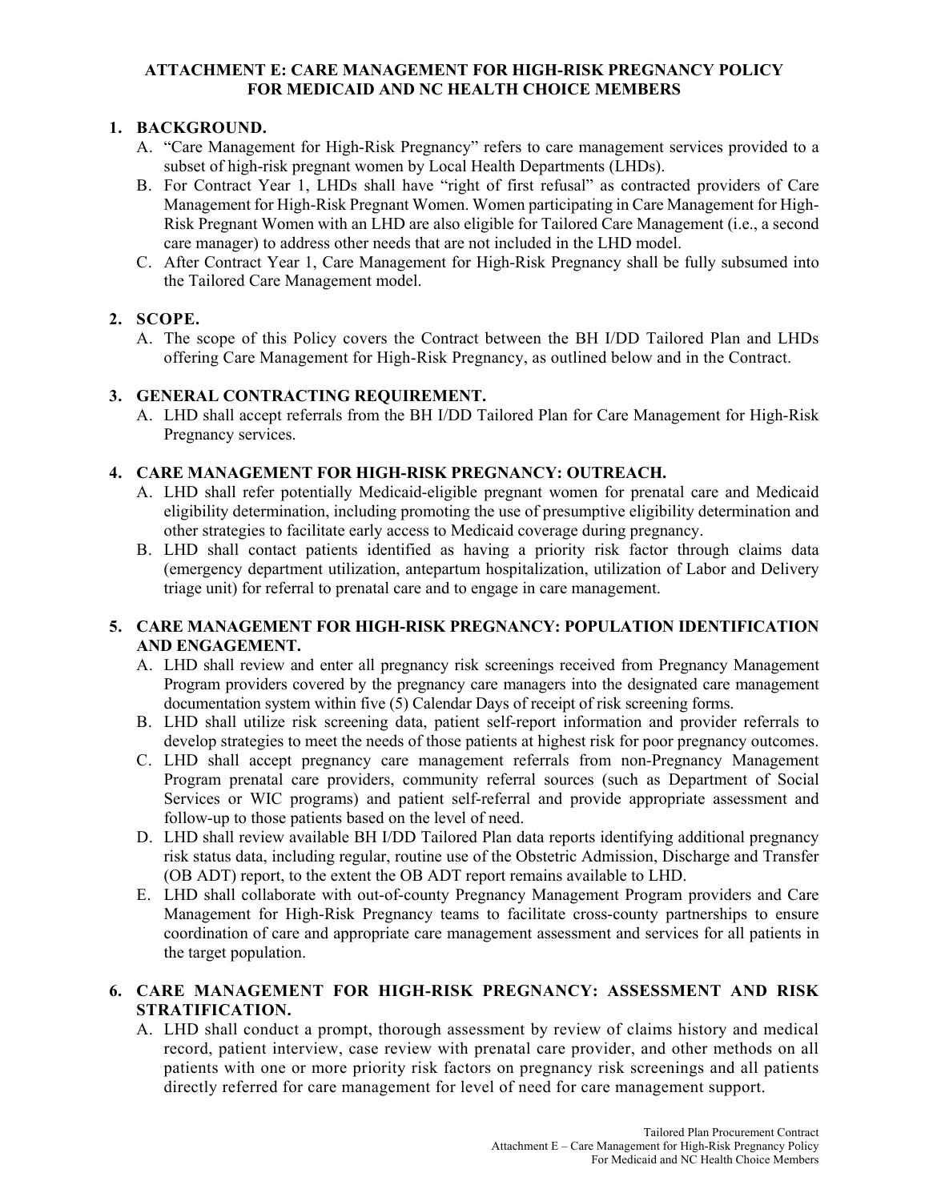# ATTACHMENT E: CARE MANAGEMENT FOR HIGH-RISK PREGNANCY POLICY FOR MEDICAID AND NC HEALTH CHOICE MEMBERS

## 1. BACKGROUND.

A. "Care Management for High-Risk Pregnancy" refers to care management services provided to a subset of high-risk pregnant women by Local Health Departments (LHDs).

B. For Contract Year 1, LHDs shall have "right of first refusal" as contracted providers of Care Management for High-Risk Pregnant Women. Women participating in Care Management for High-Risk Pregnant Women with an LHD are also eligible for Tailored Care Management (i.e., a second care manager) to address other needs that are not included in the LHD model.

C. After Contract Year 1, Care Management for High-Risk Pregnancy shall be fully subsumed into the Tailored Care Management model.

## 2. SCOPE.

A. The scope of this Policy covers the Contract between the BH I/DD Tailored Plan and LHDs offering Care Management for High-Risk Pregnancy, as outlined below and in the Contract.

## 3. GENERAL CONTRACTING REQUIREMENT.

A. LHD shall accept referrals from the BH I/DD Tailored Plan for Care Management for High-Risk Pregnancy services.

## 4. CARE MANAGEMENT FOR HIGH-RISK PREGNANCY: OUTREACH.

A. LHD shall refer potentially Medicaid-eligible pregnant women for prenatal care and Medicaid eligibility determination, including promoting the use of presumptive eligibility determination and other strategies to facilitate early access to Medicaid coverage during pregnancy.

B. LHD shall contact patients identified as having a priority risk factor through claims data (emergency department utilization, antepartum hospitalization, utilization of Labor and Delivery triage unit) for referral to prenatal care and to engage in care management.

## 5. CARE MANAGEMENT FOR HIGH-RISK PREGNANCY: POPULATION IDENTIFICATION AND ENGAGEMENT.

A. LHD shall review and enter all pregnancy risk screenings received from Pregnancy Management Program providers covered by the pregnancy care managers into the designated care management documentation system within five (5) Calendar Days of receipt of risk screening forms.

B. LHD shall utilize risk screening data, patient self-report information and provider referrals to develop strategies to meet the needs of those patients at highest risk for poor pregnancy outcomes.

C. LHD shall accept pregnancy care management referrals from non-Pregnancy Management Program prenatal care providers, community referral sources (such as Department of Social Services or WIC programs) and patient self-referral and provide appropriate assessment and follow-up to those patients based on the level of need.

D. LHD shall review available BH I/DD Tailored Plan data reports identifying additional pregnancy risk status data, including regular, routine use of the Obstetric Admission, Discharge and Transfer (OB ADT) report, to the extent the OB ADT report remains available to LHD.

E. LHD shall collaborate with out-of-county Pregnancy Management Program providers and Care Management for High-Risk Pregnancy teams to facilitate cross-county partnerships to ensure coordination of care and appropriate care management assessment and services for all patients in the target population.

## 6. CARE MANAGEMENT FOR HIGH-RISK PREGNANCY: ASSESSMENT AND RISK STRATIFICATION.

A. LHD shall conduct a prompt, thorough assessment by review of claims history and medical record, patient interview, case review with prenatal care provider, and other methods on all patients with one or more priority risk factors on pregnancy risk screenings and all patients directly referred for care management for level of need for care management support.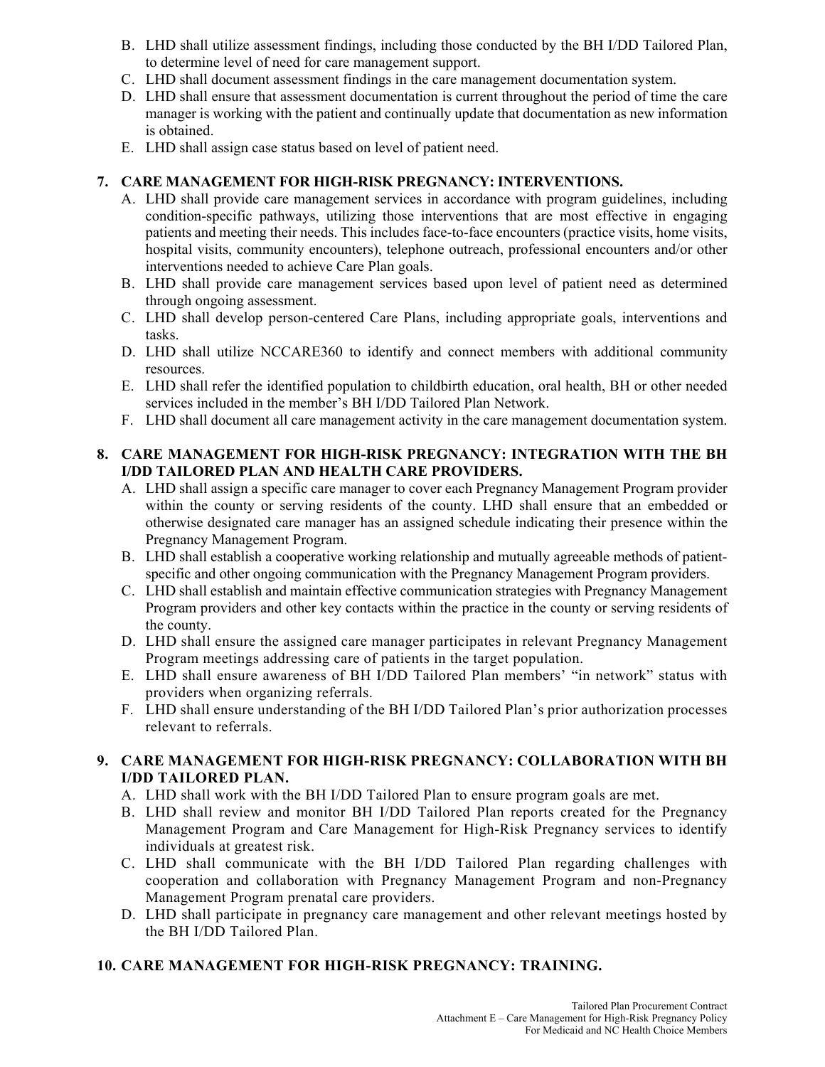B. LHD shall utilize assessment findings, including those conducted by the BH I/DD Tailored Plan, to determine level of need for care management support.
C. LHD shall document assessment findings in the care management documentation system.
D. LHD shall ensure that assessment documentation is current throughout the period of time the care manager is working with the patient and continually update that documentation as new information is obtained.
E. LHD shall assign case status based on level of patient need.

### 7. CARE MANAGEMENT FOR HIGH-RISK PREGNANCY: INTERVENTIONS.

A. LHD shall provide care management services in accordance with program guidelines, including condition-specific pathways, utilizing those interventions that are most effective in engaging patients and meeting their needs. This includes face-to-face encounters (practice visits, home visits, hospital visits, community encounters), telephone outreach, professional encounters and/or other interventions needed to achieve Care Plan goals.
B. LHD shall provide care management services based upon level of patient need as determined through ongoing assessment.
C. LHD shall develop person-centered Care Plans, including appropriate goals, interventions and tasks.
D. LHD shall utilize NCCARE360 to identify and connect members with additional community resources.
E. LHD shall refer the identified population to childbirth education, oral health, BH or other needed services included in the member's BH I/DD Tailored Plan Network.
F. LHD shall document all care management activity in the care management documentation system.

### 8. CARE MANAGEMENT FOR HIGH-RISK PREGNANCY: INTEGRATION WITH THE BH I/DD TAILORED PLAN AND HEALTH CARE PROVIDERS.

A. LHD shall assign a specific care manager to cover each Pregnancy Management Program provider within the county or serving residents of the county. LHD shall ensure that an embedded or otherwise designated care manager has an assigned schedule indicating their presence within the Pregnancy Management Program.
B. LHD shall establish a cooperative working relationship and mutually agreeable methods of patient-specific and other ongoing communication with the Pregnancy Management Program providers.
C. LHD shall establish and maintain effective communication strategies with Pregnancy Management Program providers and other key contacts within the practice in the county or serving residents of the county.
D. LHD shall ensure the assigned care manager participates in relevant Pregnancy Management Program meetings addressing care of patients in the target population.
E. LHD shall ensure awareness of BH I/DD Tailored Plan members' "in network" status with providers when organizing referrals.
F. LHD shall ensure understanding of the BH I/DD Tailored Plan's prior authorization processes relevant to referrals.

### 9. CARE MANAGEMENT FOR HIGH-RISK PREGNANCY: COLLABORATION WITH BH I/DD TAILORED PLAN.

A. LHD shall work with the BH I/DD Tailored Plan to ensure program goals are met.
B. LHD shall review and monitor BH I/DD Tailored Plan reports created for the Pregnancy Management Program and Care Management for High-Risk Pregnancy services to identify individuals at greatest risk.
C. LHD shall communicate with the BH I/DD Tailored Plan regarding challenges with cooperation and collaboration with Pregnancy Management Program and non-Pregnancy Management Program prenatal care providers.
D. LHD shall participate in pregnancy care management and other relevant meetings hosted by the BH I/DD Tailored Plan.

### 10. CARE MANAGEMENT FOR HIGH-RISK PREGNANCY: TRAINING.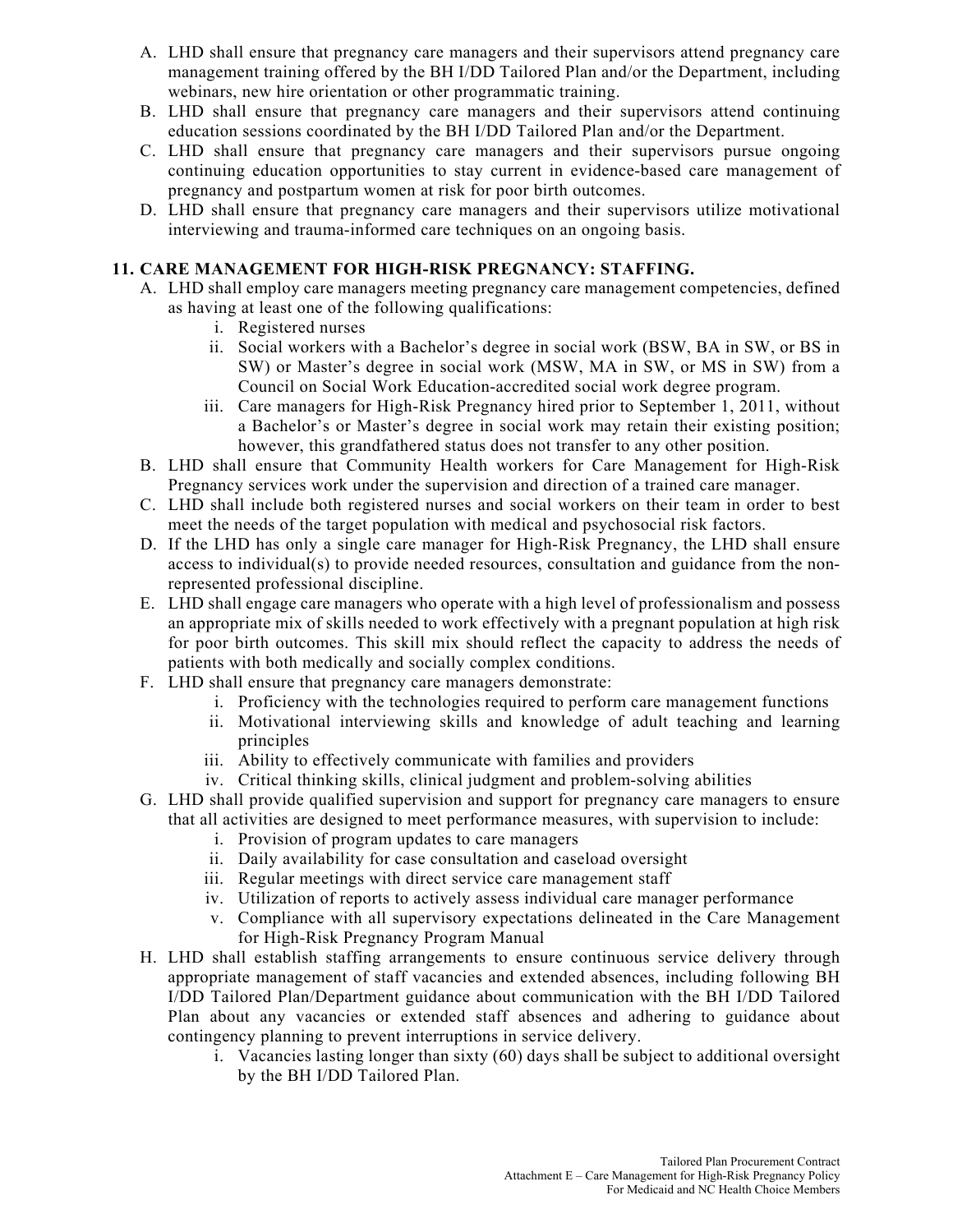A. LHD shall ensure that pregnancy care managers and their supervisors attend pregnancy care management training offered by the BH I/DD Tailored Plan and/or the Department, including webinars, new hire orientation or other programmatic training.
B. LHD shall ensure that pregnancy care managers and their supervisors attend continuing education sessions coordinated by the BH I/DD Tailored Plan and/or the Department.
C. LHD shall ensure that pregnancy care managers and their supervisors pursue ongoing continuing education opportunities to stay current in evidence-based care management of pregnancy and postpartum women at risk for poor birth outcomes.
D. LHD shall ensure that pregnancy care managers and their supervisors utilize motivational interviewing and trauma-informed care techniques on an ongoing basis.

## 11. CARE MANAGEMENT FOR HIGH-RISK PREGNANCY: STAFFING.

A. LHD shall employ care managers meeting pregnancy care management competencies, defined as having at least one of the following qualifications:
   i. Registered nurses
   ii. Social workers with a Bachelor's degree in social work (BSW, BA in SW, or BS in SW) or Master's degree in social work (MSW, MA in SW, or MS in SW) from a Council on Social Work Education-accredited social work degree program.
   iii. Care managers for High-Risk Pregnancy hired prior to September 1, 2011, without a Bachelor's or Master's degree in social work may retain their existing position; however, this grandfathered status does not transfer to any other position.
B. LHD shall ensure that Community Health workers for Care Management for High-Risk Pregnancy services work under the supervision and direction of a trained care manager.
C. LHD shall include both registered nurses and social workers on their team in order to best meet the needs of the target population with medical and psychosocial risk factors.
D. If the LHD has only a single care manager for High-Risk Pregnancy, the LHD shall ensure access to individual(s) to provide needed resources, consultation and guidance from the non-represented professional discipline.
E. LHD shall engage care managers who operate with a high level of professionalism and possess an appropriate mix of skills needed to work effectively with a pregnant population at high risk for poor birth outcomes. This skill mix should reflect the capacity to address the needs of patients with both medically and socially complex conditions.
F. LHD shall ensure that pregnancy care managers demonstrate:
   i. Proficiency with the technologies required to perform care management functions
   ii. Motivational interviewing skills and knowledge of adult teaching and learning principles
   iii. Ability to effectively communicate with families and providers
   iv. Critical thinking skills, clinical judgment and problem-solving abilities
G. LHD shall provide qualified supervision and support for pregnancy care managers to ensure that all activities are designed to meet performance measures, with supervision to include:
   i. Provision of program updates to care managers
   ii. Daily availability for case consultation and caseload oversight
   iii. Regular meetings with direct service care management staff
   iv. Utilization of reports to actively assess individual care manager performance
   v. Compliance with all supervisory expectations delineated in the Care Management for High-Risk Pregnancy Program Manual
H. LHD shall establish staffing arrangements to ensure continuous service delivery through appropriate management of staff vacancies and extended absences, including following BH I/DD Tailored Plan/Department guidance about communication with the BH I/DD Tailored Plan about any vacancies or extended staff absences and adhering to guidance about contingency planning to prevent interruptions in service delivery.
   i. Vacancies lasting longer than sixty (60) days shall be subject to additional oversight by the BH I/DD Tailored Plan.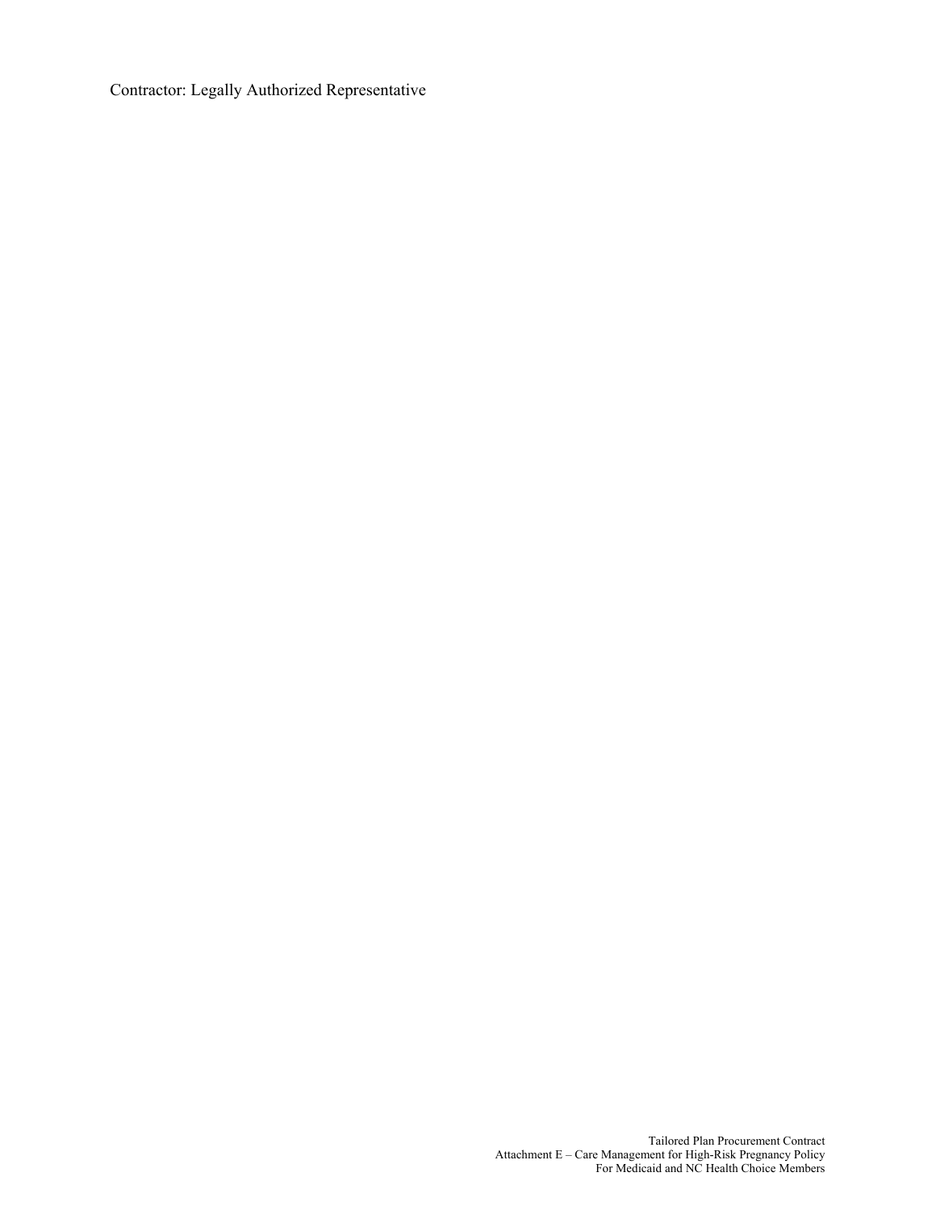Contractor: Legally Authorized Representative